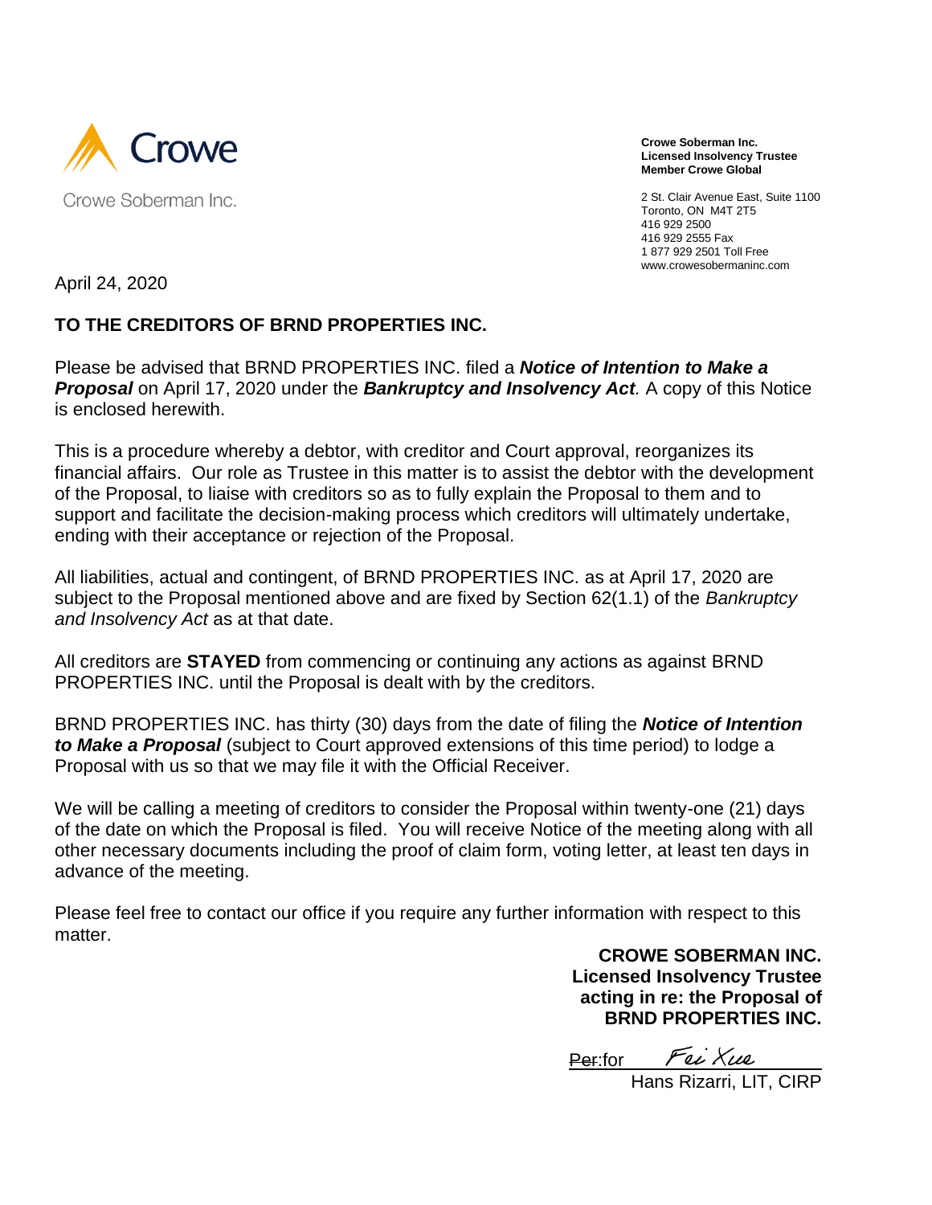Crowe

Crowe Soberman Inc.

**Crowe Soberman Inc.**
**Licensed Insolvency Trustee**
**Member Crowe Global**

2 St. Clair Avenue East, Suite 1100
Toronto, ON M4T 2T5
416 929 2500
416 929 2555 Fax
1 877 929 2501 Toll Free
www.crowesobermaninc.com

April 24, 2020

**TO THE CREDITORS OF BRND PROPERTIES INC.**

Please be advised that BRND PROPERTIES INC. filed a ***Notice of Intention to Make a Proposal*** on April 17, 2020 under the ***Bankruptcy and Insolvency Act***. A copy of this Notice is enclosed herewith.

This is a procedure whereby a debtor, with creditor and Court approval, reorganizes its financial affairs. Our role as Trustee in this matter is to assist the debtor with the development of the Proposal, to liaise with creditors so as to fully explain the Proposal to them and to support and facilitate the decision-making process which creditors will ultimately undertake, ending with their acceptance or rejection of the Proposal.

All liabilities, actual and contingent, of BRND PROPERTIES INC. as at April 17, 2020 are subject to the Proposal mentioned above and are fixed by Section 62(1.1) of the *Bankruptcy and Insolvency Act* as at that date.

All creditors are **STAYED** from commencing or continuing any actions as against BRND PROPERTIES INC. until the Proposal is dealt with by the creditors.

BRND PROPERTIES INC. has thirty (30) days from the date of filing the ***Notice of Intention to Make a Proposal*** (subject to Court approved extensions of this time period) to lodge a Proposal with us so that we may file it with the Official Receiver.

We will be calling a meeting of creditors to consider the Proposal within twenty-one (21) days of the date on which the Proposal is filed. You will receive Notice of the meeting along with all other necessary documents including the proof of claim form, voting letter, at least ten days in advance of the meeting.

Please feel free to contact our office if you require any further information with respect to this matter.

**CROWE SOBERMAN INC.**
**Licensed Insolvency Trustee**
**acting in re: the Proposal of**
**BRND PROPERTIES INC.**

~~Per~~:for Fei Xue
Hans Rizarri, LIT, CIRP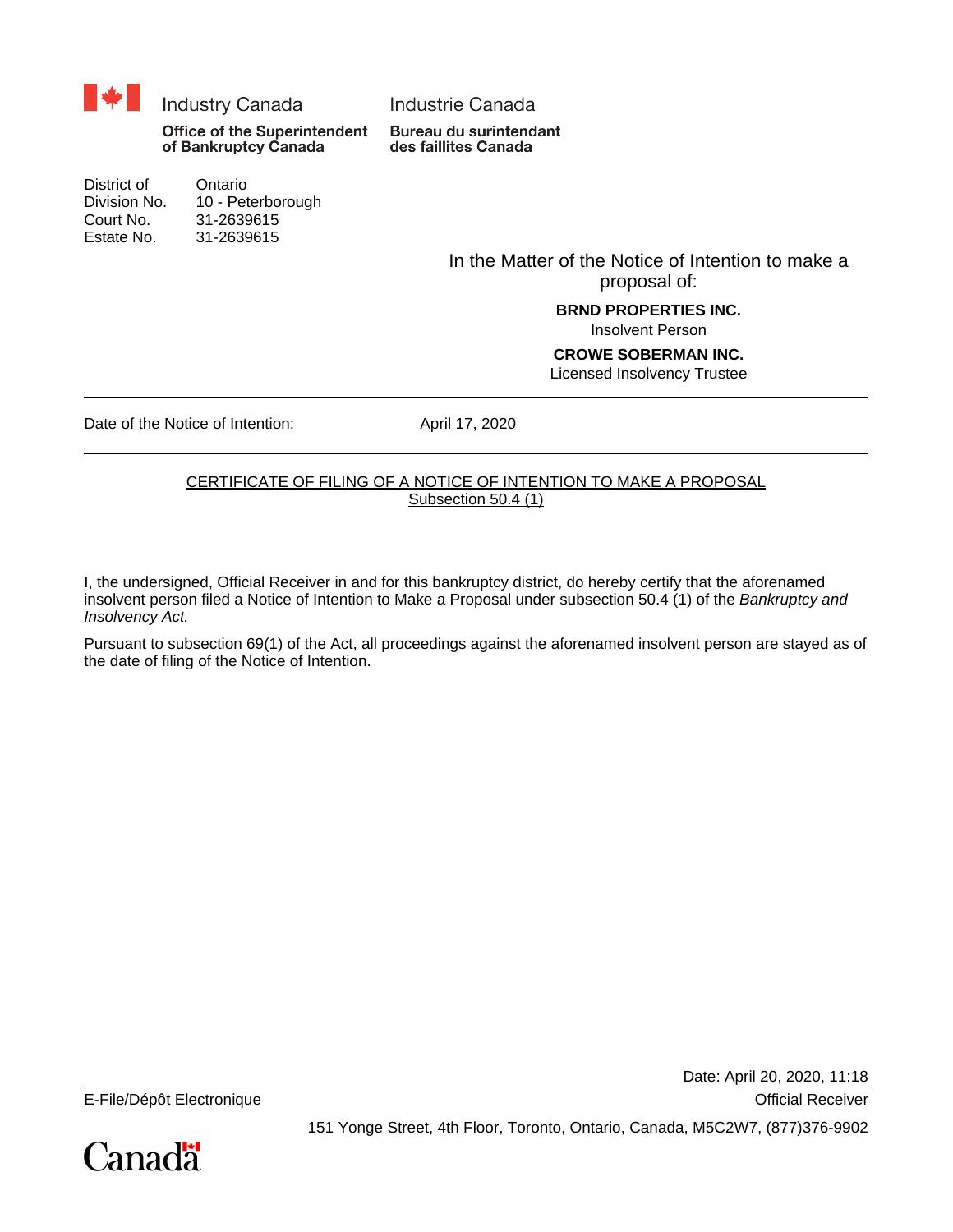Industry Canada | Industrie Canada

**Office of the Superintendent of Bankruptcy Canada** | **Bureau du surintendant des faillites Canada**

District of Ontario
Division No. 10 - Peterborough
Court No. 31-2639615
Estate No. 31-2639615

In the Matter of the Notice of Intention to make a proposal of:

**BRND PROPERTIES INC.**
Insolvent Person

**CROWE SOBERMAN INC.**
Licensed Insolvency Trustee

---

Date of the Notice of Intention: April 17, 2020

---

CERTIFICATE OF FILING OF A NOTICE OF INTENTION TO MAKE A PROPOSAL
Subsection 50.4 (1)

I, the undersigned, Official Receiver in and for this bankruptcy district, do hereby certify that the aforenamed insolvent person filed a Notice of Intention to Make a Proposal under subsection 50.4 (1) of the *Bankruptcy and Insolvency Act.*

Pursuant to subsection 69(1) of the Act, all proceedings against the aforenamed insolvent person are stayed as of the date of filing of the Notice of Intention.

Date: April 20, 2020, 11:18

E-File/Dépôt Electronique — Official Receiver

151 Yonge Street, 4th Floor, Toronto, Ontario, Canada, M5C2W7, (877)376-9902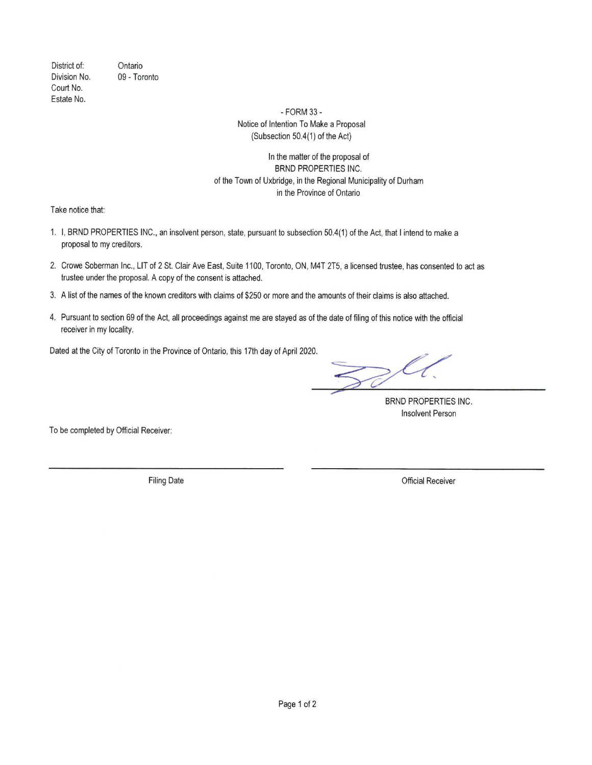District of: Ontario
Division No. 09 - Toronto
Court No.
Estate No.

- FORM 33 -
Notice of Intention To Make a Proposal
(Subsection 50.4(1) of the Act)

In the matter of the proposal of
BRND PROPERTIES INC.
of the Town of Uxbridge, in the Regional Municipality of Durham
in the Province of Ontario

Take notice that:

1. I, BRND PROPERTIES INC., an insolvent person, state, pursuant to subsection 50.4(1) of the Act, that I intend to make a proposal to my creditors.
2. Crowe Soberman Inc., LIT of 2 St. Clair Ave East, Suite 1100, Toronto, ON, M4T 2T5, a licensed trustee, has consented to act as trustee under the proposal. A copy of the consent is attached.
3. A list of the names of the known creditors with claims of $250 or more and the amounts of their claims is also attached.
4. Pursuant to section 69 of the Act, all proceedings against me are stayed as of the date of filing of this notice with the official receiver in my locality.

Dated at the City of Toronto in the Province of Ontario, this 17th day of April 2020.

BRND PROPERTIES INC.
Insolvent Person

To be completed by Official Receiver:

| Filing Date | Official Receiver |
|---|---|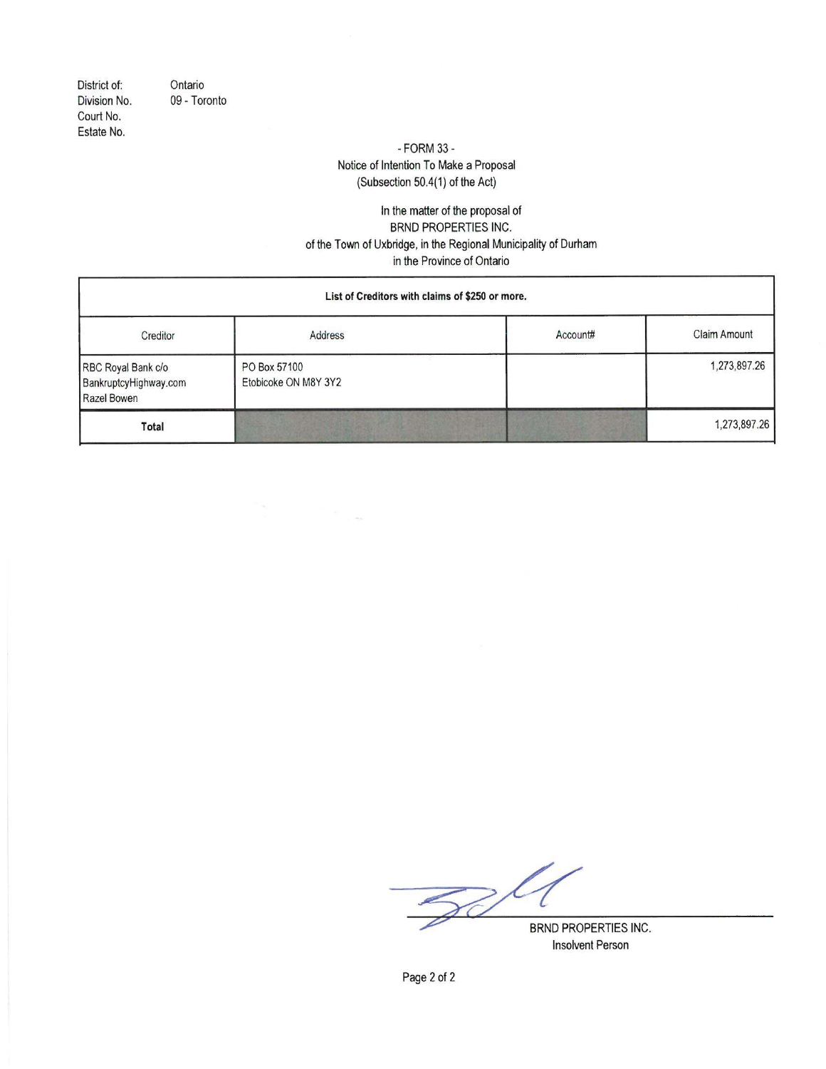District of: Ontario
Division No. 09 - Toronto
Court No.
Estate No.

- FORM 33 -
Notice of Intention To Make a Proposal
(Subsection 50.4(1) of the Act)

In the matter of the proposal of
BRND PROPERTIES INC.
of the Town of Uxbridge, in the Regional Municipality of Durham
in the Province of Ontario

| List of Creditors with claims of $250 or more. | | | |
|---|---|---|---|
| Creditor | Address | Account# | Claim Amount |
| RBC Royal Bank c/o BankruptcyHighway.com Razel Bowen | PO Box 57100 Etobicoke ON M8Y 3Y2 | | 1,273,897.26 |
| **Total** | | | 1,273,897.26 |

BRND PROPERTIES INC.
Insolvent Person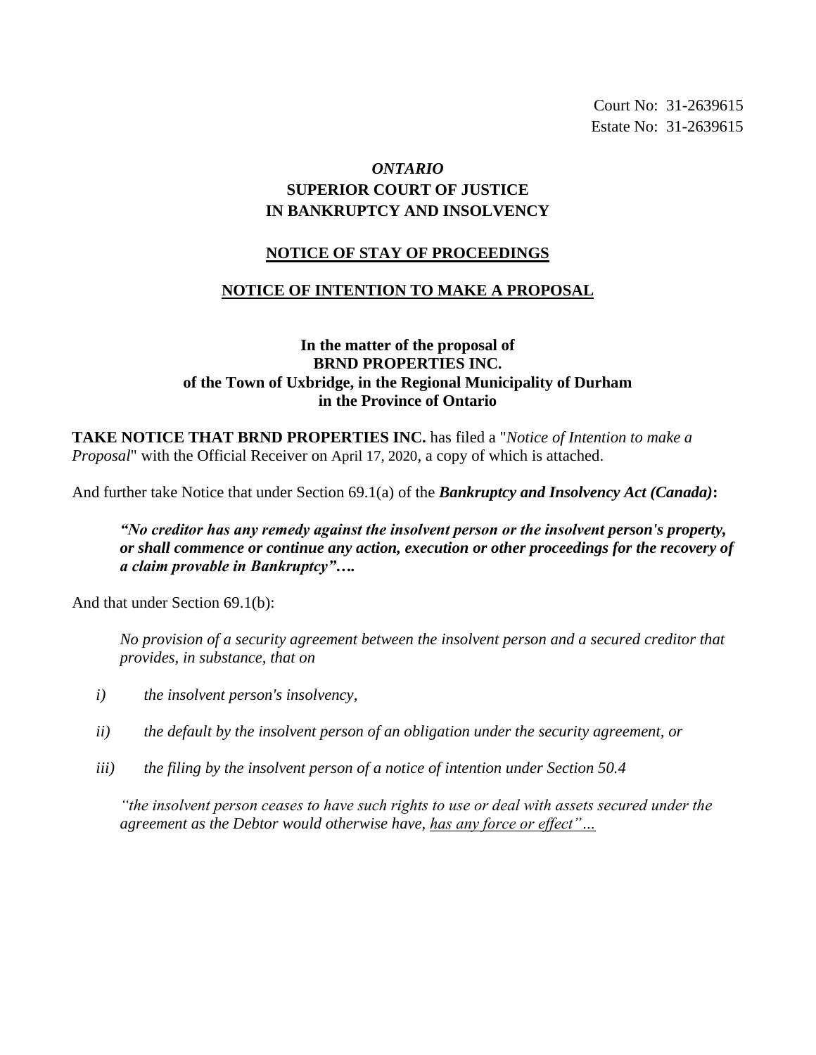Court No: 31-2639615
Estate No: 31-2639615

*ONTARIO*
**SUPERIOR COURT OF JUSTICE**
**IN BANKRUPTCY AND INSOLVENCY**

## NOTICE OF STAY OF PROCEEDINGS

## NOTICE OF INTENTION TO MAKE A PROPOSAL

**In the matter of the proposal of**
**BRND PROPERTIES INC.**
**of the Town of Uxbridge, in the Regional Municipality of Durham**
**in the Province of Ontario**

**TAKE NOTICE THAT BRND PROPERTIES INC.** has filed a "*Notice of Intention to make a Proposal*" with the Official Receiver on April 17, 2020, a copy of which is attached.

And further take Notice that under Section 69.1(a) of the ***Bankruptcy and Insolvency Act (Canada)*****:**

> ***"No creditor has any remedy against the insolvent person or the insolvent person's property, or shall commence or continue any action, execution or other proceedings for the recovery of a claim provable in Bankruptcy"….***

And that under Section 69.1(b):

> *No provision of a security agreement between the insolvent person and a secured creditor that provides, in substance, that on*
>
> *i) the insolvent person's insolvency,*
>
> *ii) the default by the insolvent person of an obligation under the security agreement, or*
>
> *iii) the filing by the insolvent person of a notice of intention under Section 50.4*
>
> *"the insolvent person ceases to have such rights to use or deal with assets secured under the agreement as the Debtor would otherwise have, <u>has any force or effect"…</u>*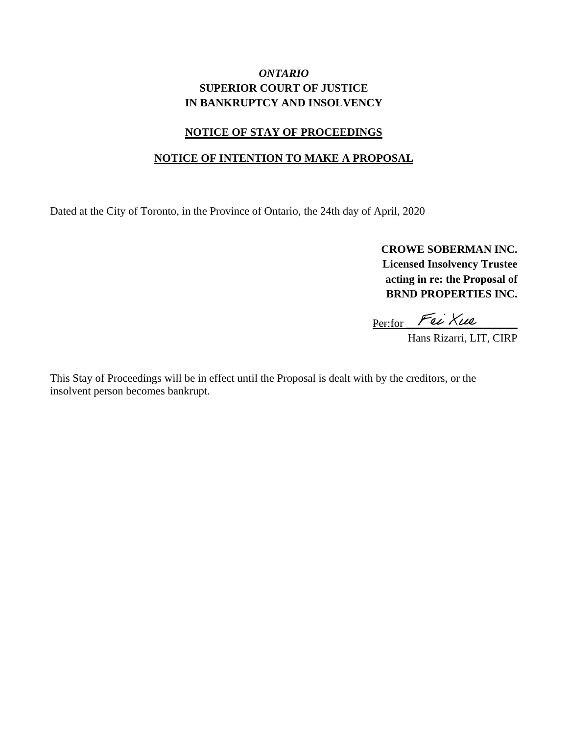*ONTARIO*
**SUPERIOR COURT OF JUSTICE**
**IN BANKRUPTCY AND INSOLVENCY**

**NOTICE OF STAY OF PROCEEDINGS**

**NOTICE OF INTENTION TO MAKE A PROPOSAL**

Dated at the City of Toronto, in the Province of Ontario, the 24th day of April, 2020

**CROWE SOBERMAN INC.**
**Licensed Insolvency Trustee**
**acting in re: the Proposal of**
**BRND PROPERTIES INC.**

~~Per~~:for Fei Xue
Hans Rizarri, LIT, CIRP

This Stay of Proceedings will be in effect until the Proposal is dealt with by the creditors, or the insolvent person becomes bankrupt.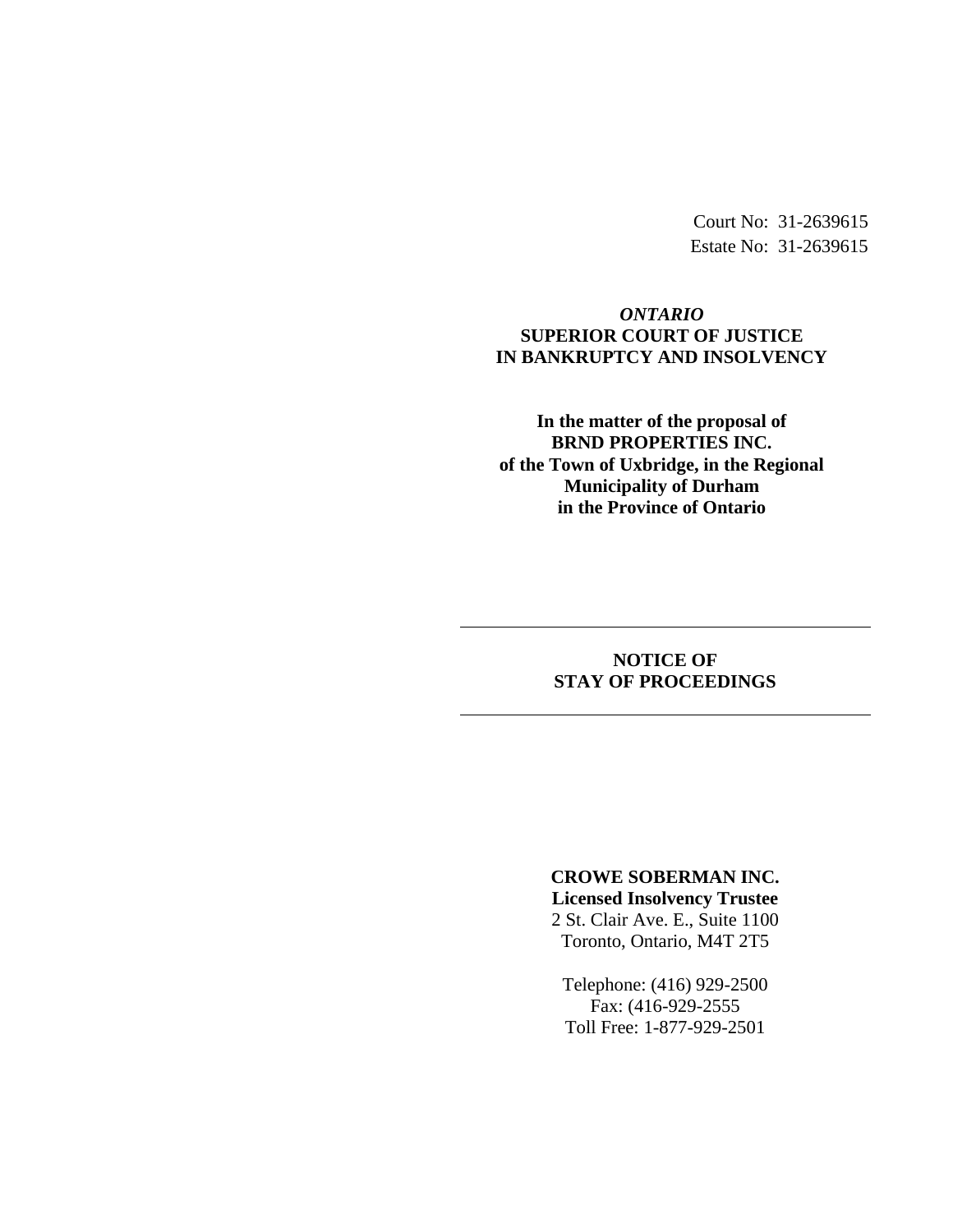Court No: 31-2639615
Estate No: 31-2639615

*ONTARIO*
**SUPERIOR COURT OF JUSTICE**
**IN BANKRUPTCY AND INSOLVENCY**

**In the matter of the proposal of**
**BRND PROPERTIES INC.**
**of the Town of Uxbridge, in the Regional Municipality of Durham**
**in the Province of Ontario**

---

**NOTICE OF**
**STAY OF PROCEEDINGS**

---

**CROWE SOBERMAN INC.**
**Licensed Insolvency Trustee**
2 St. Clair Ave. E., Suite 1100
Toronto, Ontario, M4T 2T5

Telephone: (416) 929-2500
Fax: (416-929-2555
Toll Free: 1-877-929-2501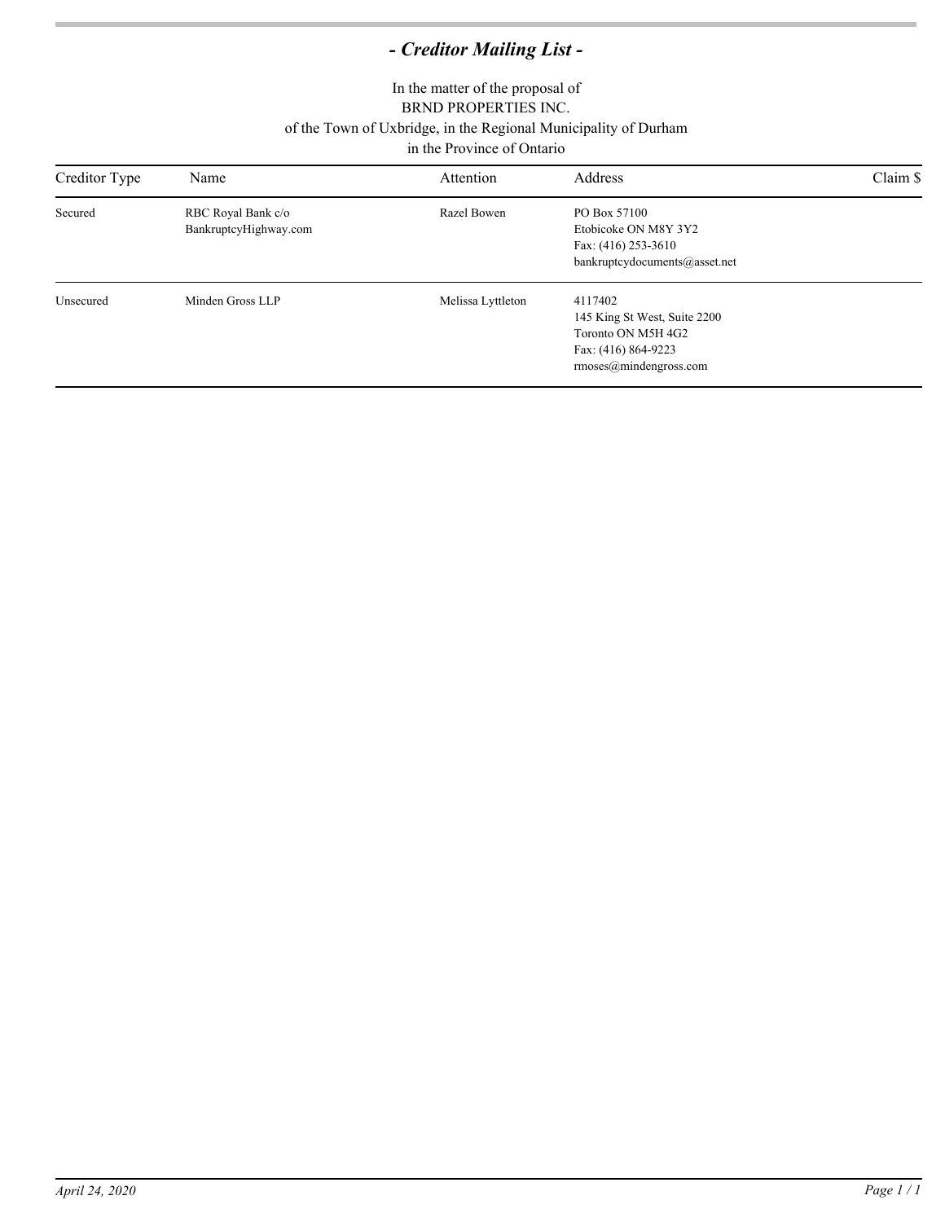# *- Creditor Mailing List -*

In the matter of the proposal of
BRND PROPERTIES INC.
of the Town of Uxbridge, in the Regional Municipality of Durham
in the Province of Ontario

| Creditor Type | Name | Attention | Address | Claim $ |
|---|---|---|---|---|
| Secured | RBC Royal Bank c/o BankruptcyHighway.com | Razel Bowen | PO Box 57100<br>Etobicoke ON M8Y 3Y2<br>Fax: (416) 253-3610<br>bankruptcydocuments@asset.net | |
| Unsecured | Minden Gross LLP | Melissa Lyttleton | 4117402<br>145 King St West, Suite 2200<br>Toronto ON M5H 4G2<br>Fax: (416) 864-9223<br>rmoses@mindengross.com | |

*April 24, 2020*